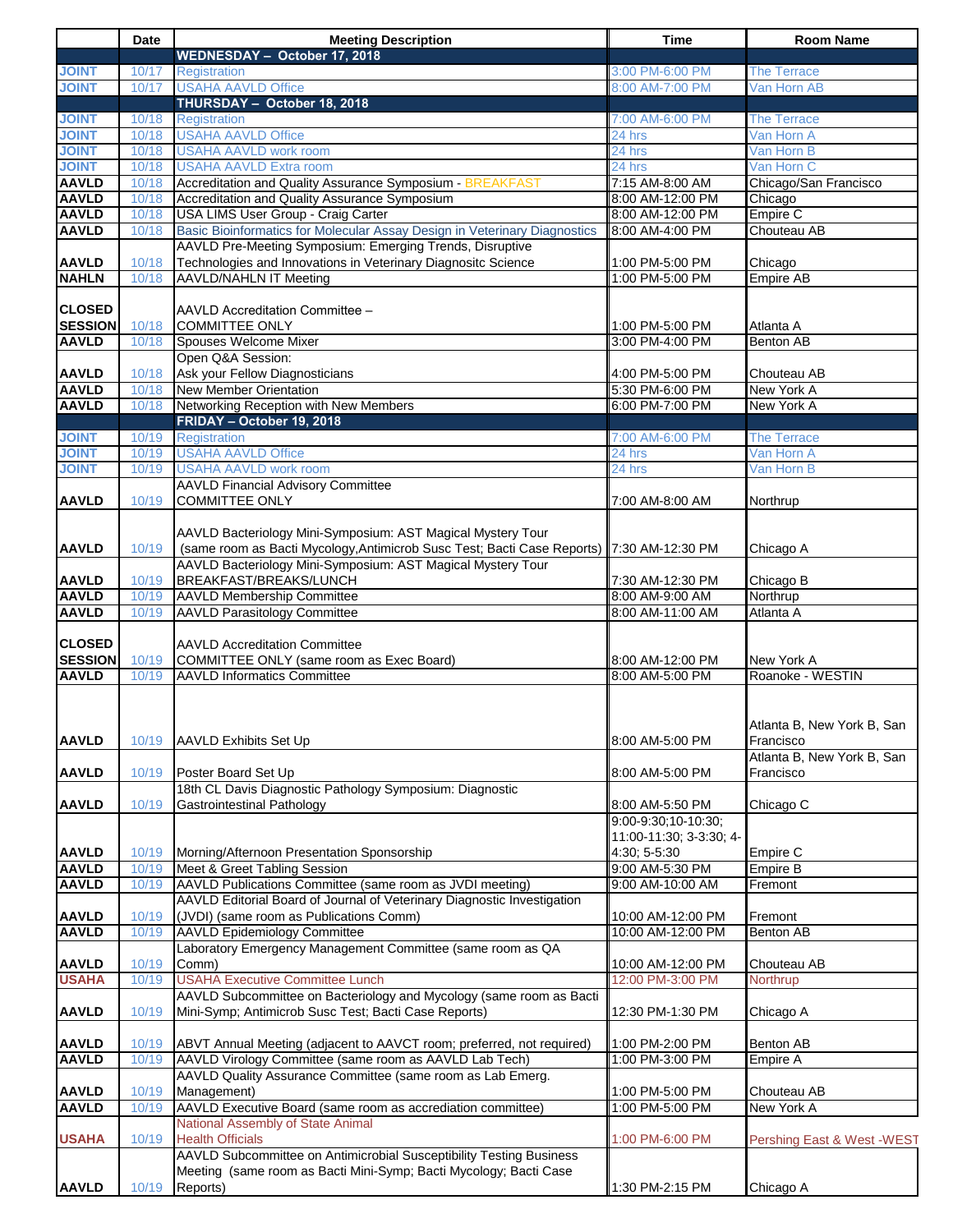| | Date | Meeting Description | Time | Room Name |
|---|---|---|---|---|
| | | **WEDNESDAY – October 17, 2018** | | |
| **JOINT** | 10/17 | Registration | 3:00 PM-6:00 PM | The Terrace |
| **JOINT** | 10/17 | USAHA AAVLD Office | 8:00 AM-7:00 PM | Van Horn AB |
| | | **THURSDAY – October 18, 2018** | | |
| **JOINT** | 10/18 | Registration | 7:00 AM-6:00 PM | The Terrace |
| **JOINT** | 10/18 | USAHA AAVLD Office | 24 hrs | Van Horn A |
| **JOINT** | 10/18 | USAHA AAVLD work room | 24 hrs | Van Horn B |
| **JOINT** | 10/18 | USAHA AAVLD Extra room | 24 hrs | Van Horn C |
| **AAVLD** | 10/18 | Accreditation and Quality Assurance Symposium - BREAKFAST | 7:15 AM-8:00 AM | Chicago/San Francisco |
| **AAVLD** | 10/18 | Accreditation and Quality Assurance Symposium | 8:00 AM-12:00 PM | Chicago |
| **AAVLD** | 10/18 | USA LIMS User Group - Craig Carter | 8:00 AM-12:00 PM | Empire C |
| **AAVLD** | 10/18 | Basic Bioinformatics for Molecular Assay Design in Veterinary Diagnostics | 8:00 AM-4:00 PM | Chouteau AB |
| **AAVLD** | 10/18 | AAVLD Pre-Meeting Symposium: Emerging Trends, Disruptive Technologies and Innovations in Veterinary Diagnositc Science | 1:00 PM-5:00 PM | Chicago |
| **NAHLN** | 10/18 | AAVLD/NAHLN IT Meeting | 1:00 PM-5:00 PM | Empire AB |
| **CLOSED SESSION** | 10/18 | AAVLD Accreditation Committee – COMMITTEE ONLY | 1:00 PM-5:00 PM | Atlanta A |
| **AAVLD** | 10/18 | Spouses Welcome Mixer | 3:00 PM-4:00 PM | Benton AB |
| **AAVLD** | 10/18 | Open Q&A Session: Ask your Fellow Diagnosticians | 4:00 PM-5:00 PM | Chouteau AB |
| **AAVLD** | 10/18 | New Member Orientation | 5:30 PM-6:00 PM | New York A |
| **AAVLD** | 10/18 | Networking Reception with New Members | 6:00 PM-7:00 PM | New York A |
| | | **FRIDAY – October 19, 2018** | | |
| **JOINT** | 10/19 | Registration | 7:00 AM-6:00 PM | The Terrace |
| **JOINT** | 10/19 | USAHA AAVLD Office | 24 hrs | Van Horn A |
| **JOINT** | 10/19 | USAHA AAVLD work room | 24 hrs | Van Horn B |
| **AAVLD** | 10/19 | AAVLD Financial Advisory Committee COMMITTEE ONLY | 7:00 AM-8:00 AM | Northrup |
| **AAVLD** | 10/19 | AAVLD Bacteriology Mini-Symposium: AST Magical Mystery Tour (same room as Bacti Mycology,Antimicrob Susc Test; Bacti Case Reports) | 7:30 AM-12:30 PM | Chicago A |
| **AAVLD** | 10/19 | AAVLD Bacteriology Mini-Symposium: AST Magical Mystery Tour BREAKFAST/BREAKS/LUNCH | 7:30 AM-12:30 PM | Chicago B |
| **AAVLD** | 10/19 | AAVLD Membership Committee | 8:00 AM-9:00 AM | Northrup |
| **AAVLD** | 10/19 | AAVLD Parasitology Committee | 8:00 AM-11:00 AM | Atlanta A |
| **CLOSED SESSION** | 10/19 | AAVLD Accreditation Committee COMMITTEE ONLY (same room as Exec Board) | 8:00 AM-12:00 PM | New York A |
| **AAVLD** | 10/19 | AAVLD Informatics Committee | 8:00 AM-5:00 PM | Roanoke - WESTIN |
| **AAVLD** | 10/19 | AAVLD Exhibits Set Up | 8:00 AM-5:00 PM | Atlanta B, New York B, San Francisco |
| **AAVLD** | 10/19 | Poster Board Set Up | 8:00 AM-5:00 PM | Atlanta B, New York B, San Francisco |
| **AAVLD** | 10/19 | 18th CL Davis Diagnostic Pathology Symposium: Diagnostic Gastrointestinal Pathology | 8:00 AM-5:50 PM | Chicago C |
| **AAVLD** | 10/19 | Morning/Afternoon Presentation Sponsorship | 9:00-9:30;10-10:30; 11:00-11:30; 3-3:30; 4-4:30; 5-5:30 | Empire C |
| **AAVLD** | 10/19 | Meet & Greet Tabling Session | 9:00 AM-5:30 PM | Empire B |
| **AAVLD** | 10/19 | AAVLD Publications Committee (same room as JVDI meeting) | 9:00 AM-10:00 AM | Fremont |
| **AAVLD** | 10/19 | AAVLD Editorial Board of Journal of Veterinary Diagnostic Investigation (JVDI) (same room as Publications Comm) | 10:00 AM-12:00 PM | Fremont |
| **AAVLD** | 10/19 | AAVLD Epidemiology Committee | 10:00 AM-12:00 PM | Benton AB |
| **AAVLD** | 10/19 | Laboratory Emergency Management Committee (same room as QA Comm) | 10:00 AM-12:00 PM | Chouteau AB |
| **USAHA** | 10/19 | USAHA Executive Committee Lunch | 12:00 PM-3:00 PM | Northrup |
| **AAVLD** | 10/19 | AAVLD Subcommittee on Bacteriology and Mycology (same room as Bacti Mini-Symp; Antimicrob Susc Test; Bacti Case Reports) | 12:30 PM-1:30 PM | Chicago A |
| **AAVLD** | 10/19 | ABVT Annual Meeting (adjacent to AAVCT room; preferred, not required) | 1:00 PM-2:00 PM | Benton AB |
| **AAVLD** | 10/19 | AAVLD Virology Committee (same room as AAVLD Lab Tech) | 1:00 PM-3:00 PM | Empire A |
| **AAVLD** | 10/19 | AAVLD Quality Assurance Committee (same room as Lab Emerg. Management) | 1:00 PM-5:00 PM | Chouteau AB |
| **AAVLD** | 10/19 | AAVLD Executive Board (same room as accrediation committee) | 1:00 PM-5:00 PM | New York A |
| **USAHA** | 10/19 | National Assembly of State Animal Health Officials | 1:00 PM-6:00 PM | Pershing East & West -WEST |
| **AAVLD** | 10/19 | AAVLD Subcommittee on Antimicrobial Susceptibility Testing Business Meeting (same room as Bacti Mini-Symp; Bacti Mycology; Bacti Case Reports) | 1:30 PM-2:15 PM | Chicago A |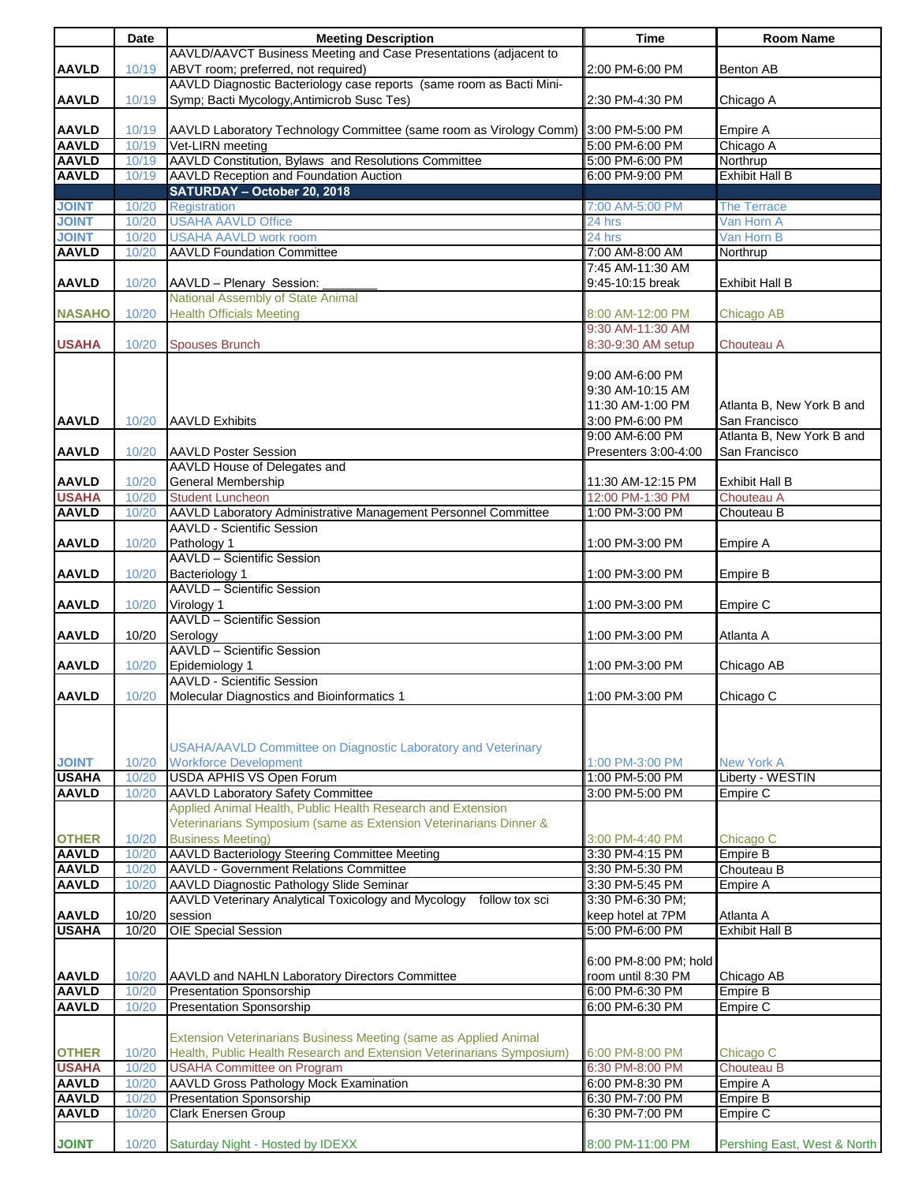|  | Date | Meeting Description | Time | Room Name |
|---|---|---|---|---|
| AAVLD | 10/19 | AAVLD/AAVCT Business Meeting and Case Presentations (adjacent to ABVT room; preferred, not required) | 2:00 PM-6:00 PM | Benton AB |
| AAVLD | 10/19 | AAVLD Diagnostic Bacteriology case reports (same room as Bacti Mini-Symp; Bacti Mycology,Antimicrob Susc Tes) | 2:30 PM-4:30 PM | Chicago A |
| AAVLD | 10/19 | AAVLD Laboratory Technology Committee (same room as Virology Comm) | 3:00 PM-5:00 PM | Empire A |
| AAVLD | 10/19 | Vet-LIRN meeting | 5:00 PM-6:00 PM | Chicago A |
| AAVLD | 10/19 | AAVLD Constitution, Bylaws and Resolutions Committee | 5:00 PM-6:00 PM | Northrup |
| AAVLD | 10/19 | AAVLD Reception and Foundation Auction | 6:00 PM-9:00 PM | Exhibit Hall B |
|  |  | **SATURDAY – October 20, 2018** |  |  |
| JOINT | 10/20 | Registration | 7:00 AM-5:00 PM | The Terrace |
| JOINT | 10/20 | USAHA AAVLD Office | 24 hrs | Van Horn A |
| JOINT | 10/20 | USAHA AAVLD work room | 24 hrs | Van Horn B |
| AAVLD | 10/20 | AAVLD Foundation Committee | 7:00 AM-8:00 AM | Northrup |
| AAVLD | 10/20 | AAVLD – Plenary Session: ________ | 7:45 AM-11:30 AM 9:45-10:15 break | Exhibit Hall B |
| NASAHO | 10/20 | National Assembly of State Animal Health Officials Meeting | 8:00 AM-12:00 PM | Chicago AB |
| USAHA | 10/20 | Spouses Brunch | 9:30 AM-11:30 AM 8:30-9:30 AM setup | Chouteau A |
| AAVLD | 10/20 | AAVLD Exhibits | 9:00 AM-6:00 PM 9:30 AM-10:15 AM 11:30 AM-1:00 PM 3:00 PM-6:00 PM | Atlanta B, New York B and San Francisco |
| AAVLD | 10/20 | AAVLD Poster Session | 9:00 AM-6:00 PM Presenters 3:00-4:00 | Atlanta B, New York B and San Francisco |
| AAVLD | 10/20 | AAVLD House of Delegates and General Membership | 11:30 AM-12:15 PM | Exhibit Hall B |
| USAHA | 10/20 | Student Luncheon | 12:00 PM-1:30 PM | Chouteau A |
| AAVLD | 10/20 | AAVLD Laboratory Administrative Management Personnel Committee | 1:00 PM-3:00 PM | Chouteau B |
| AAVLD | 10/20 | AAVLD - Scientific Session Pathology 1 | 1:00 PM-3:00 PM | Empire A |
| AAVLD | 10/20 | AAVLD – Scientific Session Bacteriology 1 | 1:00 PM-3:00 PM | Empire B |
| AAVLD | 10/20 | AAVLD – Scientific Session Virology 1 | 1:00 PM-3:00 PM | Empire C |
| AAVLD | 10/20 | AAVLD – Scientific Session Serology | 1:00 PM-3:00 PM | Atlanta A |
| AAVLD | 10/20 | AAVLD – Scientific Session Epidemiology 1 | 1:00 PM-3:00 PM | Chicago AB |
| AAVLD | 10/20 | AAVLD - Scientific Session Molecular Diagnostics and Bioinformatics 1 | 1:00 PM-3:00 PM | Chicago C |
| JOINT | 10/20 | USAHA/AAVLD Committee on Diagnostic Laboratory and Veterinary Workforce Development | 1:00 PM-3:00 PM | New York A |
| USAHA | 10/20 | USDA APHIS VS Open Forum | 1:00 PM-5:00 PM | Liberty - WESTIN |
| AAVLD | 10/20 | AAVLD Laboratory Safety Committee | 3:00 PM-5:00 PM | Empire C |
| OTHER | 10/20 | Applied Animal Health, Public Health Research and Extension Veterinarians Symposium (same as Extension Veterinarians Dinner & Business Meeting) | 3:00 PM-4:40 PM | Chicago C |
| AAVLD | 10/20 | AAVLD Bacteriology Steering Committee Meeting | 3:30 PM-4:15 PM | Empire B |
| AAVLD | 10/20 | AAVLD - Government Relations Committee | 3:30 PM-5:30 PM | Chouteau B |
| AAVLD | 10/20 | AAVLD Diagnostic Pathology Slide Seminar | 3:30 PM-5:45 PM | Empire A |
| AAVLD | 10/20 | AAVLD Veterinary Analytical Toxicology and Mycology follow tox sci session | 3:30 PM-6:30 PM; keep hotel at 7PM | Atlanta A |
| USAHA | 10/20 | OIE Special Session | 5:00 PM-6:00 PM | Exhibit Hall B |
| AAVLD | 10/20 | AAVLD and NAHLN Laboratory Directors Committee | 6:00 PM-8:00 PM; hold room until 8:30 PM | Chicago AB |
| AAVLD | 10/20 | Presentation Sponsorship | 6:00 PM-6:30 PM | Empire B |
| AAVLD | 10/20 | Presentation Sponsorship | 6:00 PM-6:30 PM | Empire C |
| OTHER | 10/20 | Extension Veterinarians Business Meeting (same as Applied Animal Health, Public Health Research and Extension Veterinarians Symposium) | 6:00 PM-8:00 PM | Chicago C |
| USAHA | 10/20 | USAHA Committee on Program | 6:30 PM-8:00 PM | Chouteau B |
| AAVLD | 10/20 | AAVLD Gross Pathology Mock Examination | 6:00 PM-8:30 PM | Empire A |
| AAVLD | 10/20 | Presentation Sponsorship | 6:30 PM-7:00 PM | Empire B |
| AAVLD | 10/20 | Clark Enersen Group | 6:30 PM-7:00 PM | Empire C |
| JOINT | 10/20 | Saturday Night - Hosted by IDEXX | 8:00 PM-11:00 PM | Pershing East, West & North |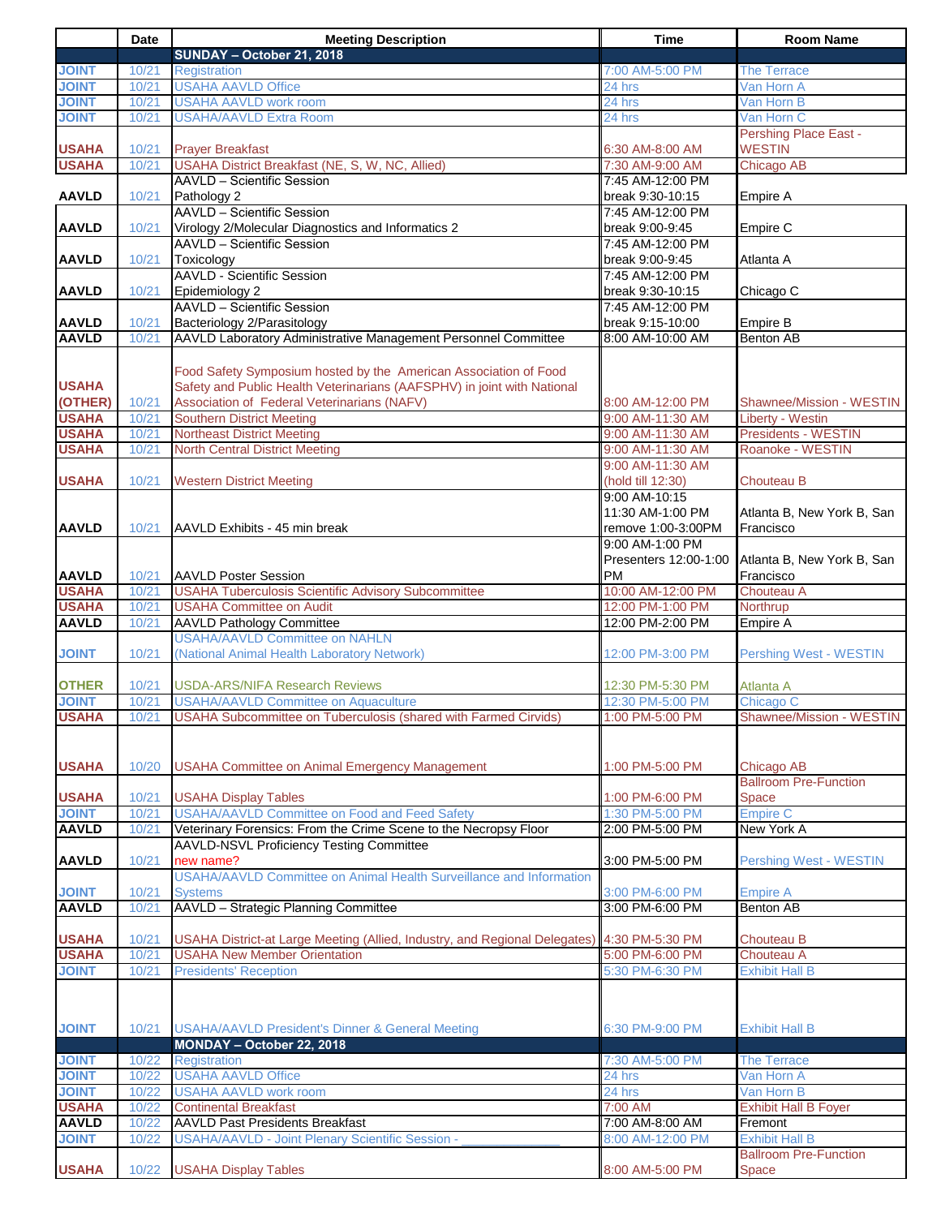|  | Date | Meeting Description | Time | Room Name |
|---|---|---|---|---|
|  |  | **SUNDAY – October 21, 2018** |  |  |
| **JOINT** | 10/21 | Registration | 7:00 AM-5:00 PM | The Terrace |
| **JOINT** | 10/21 | USAHA AAVLD Office | 24 hrs | Van Horn A |
| **JOINT** | 10/21 | USAHA AAVLD work room | 24 hrs | Van Horn B |
| **JOINT** | 10/21 | USAHA/AAVLD Extra Room | 24 hrs | Van Horn C |
| **USAHA** | 10/21 | Prayer Breakfast | 6:30 AM-8:00 AM | Pershing Place East - WESTIN |
| **USAHA** | 10/21 | USAHA District Breakfast (NE, S, W, NC, Allied) | 7:30 AM-9:00 AM | Chicago AB |
| **AAVLD** | 10/21 | AAVLD – Scientific Session Pathology 2 | 7:45 AM-12:00 PM break 9:30-10:15 | Empire A |
| **AAVLD** | 10/21 | AAVLD – Scientific Session Virology 2/Molecular Diagnostics and Informatics 2 | 7:45 AM-12:00 PM break 9:00-9:45 | Empire C |
| **AAVLD** | 10/21 | AAVLD – Scientific Session Toxicology | 7:45 AM-12:00 PM break 9:00-9:45 | Atlanta A |
| **AAVLD** | 10/21 | AAVLD - Scientific Session Epidemiology 2 | 7:45 AM-12:00 PM break 9:30-10:15 | Chicago C |
| **AAVLD** | 10/21 | AAVLD – Scientific Session Bacteriology 2/Parasitology | 7:45 AM-12:00 PM break 9:15-10:00 | Empire B |
| **AAVLD** | 10/21 | AAVLD Laboratory Administrative Management Personnel Committee | 8:00 AM-10:00 AM | Benton AB |
| **USAHA (OTHER)** | 10/21 | Food Safety Symposium hosted by the American Association of Food Safety and Public Health Veterinarians (AAFSPHV) in joint with National Association of Federal Veterinarians (NAFV) | 8:00 AM-12:00 PM | Shawnee/Mission - WESTIN |
| **USAHA** | 10/21 | Southern District Meeting | 9:00 AM-11:30 AM | Liberty - Westin |
| **USAHA** | 10/21 | Northeast District Meeting | 9:00 AM-11:30 AM | Presidents - WESTIN |
| **USAHA** | 10/21 | North Central District Meeting | 9:00 AM-11:30 AM | Roanoke - WESTIN |
| **USAHA** | 10/21 | Western District Meeting | 9:00 AM-11:30 AM (hold till 12:30) | Chouteau B |
| **AAVLD** | 10/21 | AAVLD Exhibits - 45 min break | 9:00 AM-10:15 11:30 AM-1:00 PM remove 1:00-3:00PM | Atlanta B, New York B, San Francisco |
| **AAVLD** | 10/21 | AAVLD Poster Session | 9:00 AM-1:00 PM Presenters 12:00-1:00 PM | Atlanta B, New York B, San Francisco |
| **USAHA** | 10/21 | USAHA Tuberculosis Scientific Advisory Subcommittee | 10:00 AM-12:00 PM | Chouteau A |
| **USAHA** | 10/21 | USAHA Committee on Audit | 12:00 PM-1:00 PM | Northrup |
| **AAVLD** | 10/21 | AAVLD Pathology Committee | 12:00 PM-2:00 PM | Empire A |
| **JOINT** | 10/21 | USAHA/AAVLD Committee on NAHLN (National Animal Health Laboratory Network) | 12:00 PM-3:00 PM | Pershing West - WESTIN |
| **OTHER** | 10/21 | USDA-ARS/NIFA Research Reviews | 12:30 PM-5:30 PM | Atlanta A |
| **JOINT** | 10/21 | USAHA/AAVLD Committee on Aquaculture | 12:30 PM-5:00 PM | Chicago C |
| **USAHA** | 10/21 | USAHA Subcommittee on Tuberculosis (shared with Farmed Cirvids) | 1:00 PM-5:00 PM | Shawnee/Mission - WESTIN |
| **USAHA** | 10/20 | USAHA Committee on Animal Emergency Management | 1:00 PM-5:00 PM | Chicago AB |
| **USAHA** | 10/21 | USAHA Display Tables | 1:00 PM-6:00 PM | Ballroom Pre-Function Space |
| **JOINT** | 10/21 | USAHA/AAVLD Committee on Food and Feed Safety | 1:30 PM-5:00 PM | Empire C |
| **AAVLD** | 10/21 | Veterinary Forensics: From the Crime Scene to the Necropsy Floor | 2:00 PM-5:00 PM | New York A |
| **AAVLD** | 10/21 | AAVLD-NSVL Proficiency Testing Committee new name? | 3:00 PM-5:00 PM | Pershing West - WESTIN |
| **JOINT** | 10/21 | USAHA/AAVLD Committee on Animal Health Surveillance and Information Systems | 3:00 PM-6:00 PM | Empire A |
| **AAVLD** | 10/21 | AAVLD – Strategic Planning Committee | 3:00 PM-6:00 PM | Benton AB |
| **USAHA** | 10/21 | USAHA District-at Large Meeting (Allied, Industry, and Regional Delegates) | 4:30 PM-5:30 PM | Chouteau B |
| **USAHA** | 10/21 | USAHA New Member Orientation | 5:00 PM-6:00 PM | Chouteau A |
| **JOINT** | 10/21 | Presidents' Reception | 5:30 PM-6:30 PM | Exhibit Hall B |
| **JOINT** | 10/21 | USAHA/AAVLD President's Dinner & General Meeting | 6:30 PM-9:00 PM | Exhibit Hall B |
|  |  | **MONDAY – October 22, 2018** |  |  |
| **JOINT** | 10/22 | Registration | 7:30 AM-5:00 PM | The Terrace |
| **JOINT** | 10/22 | USAHA AAVLD Office | 24 hrs | Van Horn A |
| **JOINT** | 10/22 | USAHA AAVLD work room | 24 hrs | Van Horn B |
| **USAHA** | 10/22 | Continental Breakfast | 7:00 AM | Exhibit Hall B Foyer |
| **AAVLD** | 10/22 | AAVLD Past Presidents Breakfast | 7:00 AM-8:00 AM | Fremont |
| **JOINT** | 10/22 | USAHA/AAVLD - Joint Plenary Scientific Session - ______________ | 8:00 AM-12:00 PM | Exhibit Hall B |
| **USAHA** | 10/22 | USAHA Display Tables | 8:00 AM-5:00 PM | Ballroom Pre-Function Space |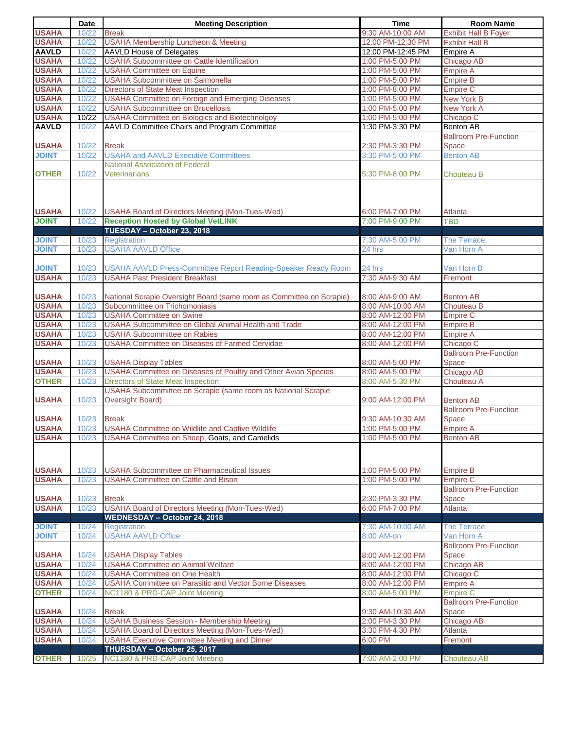| | Date | Meeting Description | Time | Room Name |
|---|---|---|---|---|
| USAHA | 10/22 | Break | 9:30 AM-10:00 AM | Exhibit Hall B Foyer |
| USAHA | 10/22 | USAHA Membership Luncheon & Meeting | 12:00 PM-12:30 PM | Exhibit Hall B |
| AAVLD | 10/22 | AAVLD House of Delegates | 12:00 PM-12:45 PM | Empire A |
| USAHA | 10/22 | USAHA Subcommittee on Cattle Identification | 1:00 PM-5:00 PM | Chicago AB |
| USAHA | 10/22 | USAHA Committee on Equine | 1:00 PM-5:00 PM | Empire A |
| USAHA | 10/22 | USAHA Subcommittee on Salmonella | 1:00 PM-5:00 PM | Empire B |
| USAHA | 10/22 | Directors of State Meat Inspection | 1:00 PM-8:00 PM | Empire C |
| USAHA | 10/22 | USAHA Committee on Foreign and Emerging Diseases | 1:00 PM-5:00 PM | New York B |
| USAHA | 10/22 | USAHA Subcommittee on Brucellosis | 1:00 PM-5:00 PM | New York A |
| USAHA | 10/22 | USAHA Committee on Biologics and Biotechnolgoy | 1:00 PM-5:00 PM | Chicago C |
| AAVLD | 10/22 | AAVLD Committee Chairs and Program Committee | 1:30 PM-3:30 PM | Benton AB |
| USAHA | 10/22 | Break | 2:30 PM-3:30 PM | Ballroom Pre-Function Space |
| JOINT | 10/22 | USAHA and AAVLD Executive Committees | 3:30 PM-5:00 PM | Benton AB |
| OTHER | 10/22 | National Association of Federal Veterinarians | 5:30 PM-8:00 PM | Chouteau B |
| USAHA | 10/22 | USAHA Board of Directors Meeting (Mon-Tues-Wed) | 6:00 PM-7:00 PM | Atlanta |
| JOINT | 10/22 | **Reception Hosted by Global VetLINK** | 7:00 PM-9:00 PM | TBD |
| | | **TUESDAY – October 23, 2018** | | |
| JOINT | 10/23 | Registration | 7:30 AM-5:00 PM | The Terrace |
| JOINT | 10/23 | USAHA AAVLD Office | 24 hrs | Van Horn A |
| JOINT | 10/23 | USAHA AAVLD Press-Committee Report Reading-Speaker Ready Room | 24 hrs | Van Horn B |
| USAHA | 10/23 | USAHA Past President Breakfast | 7:30 AM-9:30 AM | Fremont |
| USAHA | 10/23 | National Scrapie Oversight Board (same room as Committee on Scrapie) | 8:00 AM-9:00 AM | Benton AB |
| USAHA | 10/23 | Subcommittee on Trichomoniasis | 8:00 AM-10:00 AM | Chouteau B |
| USAHA | 10/23 | USAHA Committee on Swine | 8:00 AM-12:00 PM | Empire C |
| USAHA | 10/23 | USAHA Subcommittee on Global Animal Health and Trade | 8:00 AM-12:00 PM | Empire B |
| USAHA | 10/23 | USAHA Subcommittee on Rabies | 8:00 AM-12:00 PM | Empire A |
| USAHA | 10/23 | USAHA Committee on Diseases of Farmed Cervidae | 8:00 AM-12:00 PM | Chicago C |
| USAHA | 10/23 | USAHA Display Tables | 8:00 AM-5:00 PM | Ballroom Pre-Function Space |
| USAHA | 10/23 | USAHA Committee on Diseases of Poultry and Other Avian Species | 8:00 AM-5:00 PM | Chicago AB |
| OTHER | 10/23 | Directors of State Meat Inspection | 8:00 AM-5:30 PM | Chouteau A |
| USAHA | 10/23 | USAHA Subcommittee on Scrapie (same room as National Scrapie Oversight Board) | 9:00 AM-12:00 PM | Benton AB |
| USAHA | 10/23 | Break | 9:30 AM-10:30 AM | Ballroom Pre-Function Space |
| USAHA | 10/23 | USAHA Committee on Wildlife and Captive Wildlife | 1:00 PM-5:00 PM | Empire A |
| USAHA | 10/23 | USAHA Committee on Sheep, Goats, and Camelids | 1:00 PM-5:00 PM | Benton AB |
| USAHA | 10/23 | USAHA Subcommittee on Pharmaceutical Issues | 1:00 PM-5:00 PM | Empire B |
| USAHA | 10/23 | USAHA Committee on Cattle and Bison | 1:00 PM-5:00 PM | Empire C |
| USAHA | 10/23 | Break | 2:30 PM-3:30 PM | Ballroom Pre-Function Space |
| USAHA | 10/23 | USAHA Board of Directors Meeting (Mon-Tues-Wed) | 6:00 PM-7:00 PM | Atlanta |
| | | **WEDNESDAY – October 24, 2018** | | |
| JOINT | 10/24 | Registration | 7:30 AM-10:00 AM | The Terrace |
| JOINT | 10/24 | USAHA AAVLD Office | 8:00 AM-on | Van Horn A |
| USAHA | 10/24 | USAHA Display Tables | 8:00 AM-12:00 PM | Ballroom Pre-Function Space |
| USAHA | 10/24 | USAHA Committee on Animal Welfare | 8:00 AM-12:00 PM | Chicago AB |
| USAHA | 10/24 | USAHA Committee on One Health | 8:00 AM-12:00 PM | Chicago C |
| USAHA | 10/24 | USAHA Committee on Parasitic and Vector Borne Diseases | 8:00 AM-12:00 PM | Empire A |
| OTHER | 10/24 | NC1180 & PRD-CAP Joint Meeting | 8:00 AM-5:00 PM | Empire C |
| USAHA | 10/24 | Break | 9:30 AM-10:30 AM | Ballroom Pre-Function Space |
| USAHA | 10/24 | USAHA Business Session - Membership Meeting | 2:00 PM-3:30 PM | Chicago AB |
| USAHA | 10/24 | USAHA Board of Directors Meeting (Mon-Tues-Wed) | 3:30 PM-4:30 PM | Atlanta |
| USAHA | 10/24 | USAHA Executive Committee Meeting and Dinner | 6:00 PM | Fremont |
| | | **THURSDAY – October 25, 2017** | | |
| OTHER | 10/25 | NC1180 & PRD-CAP Joint Meeting | 7:00 AM-2:00 PM | Chouteau AB |